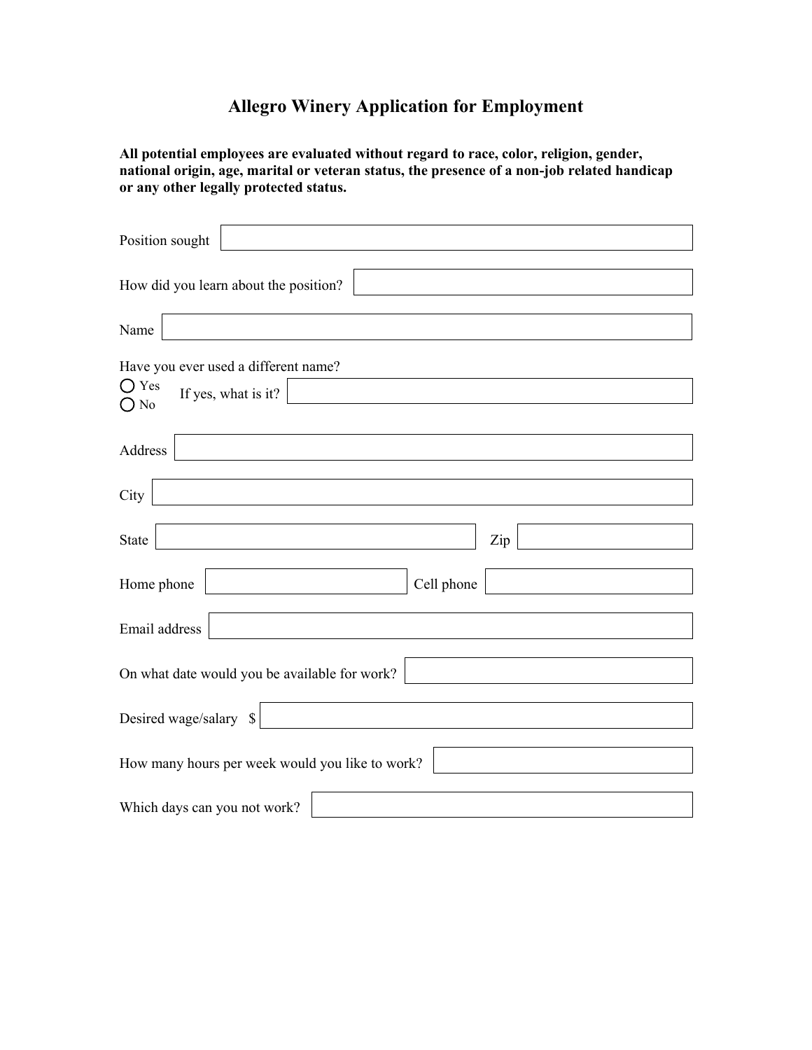# Allegro Winery Application for Employment

**All potential employees are evaluated without regard to race, color, religion, gender, national origin, age, marital or veteran status, the presence of a non-job related handicap or any other legally protected status.**

Position sought

How did you learn about the position?

Name

Have you ever used a different name?

- ○ Yes
- ○ No

If yes, what is it?

Address

City

State

Zip

Home phone

Cell phone

Email address

On what date would you be available for work?

Desired wage/salary $

How many hours per week would you like to work?

Which days can you not work?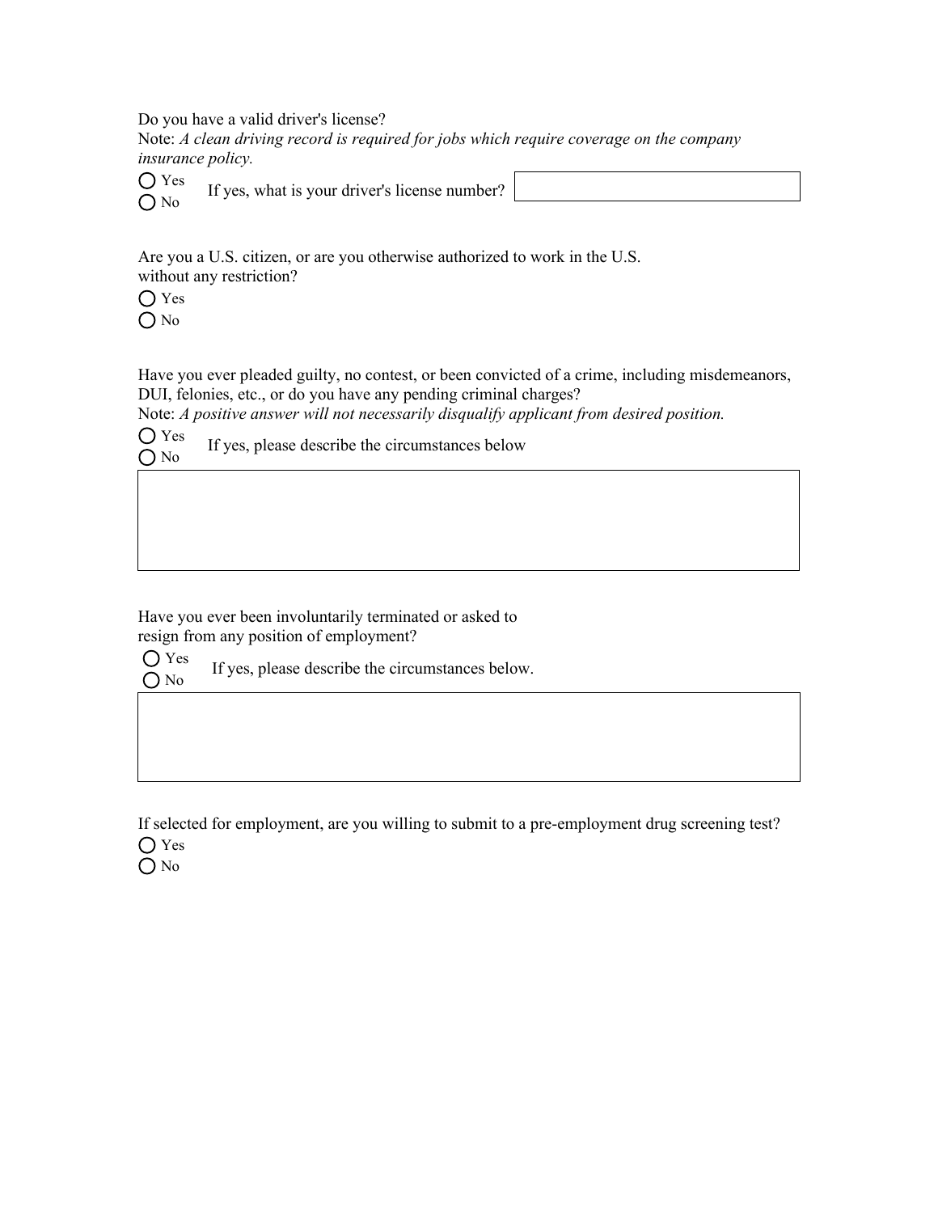Do you have a valid driver's license?
Note: *A clean driving record is required for jobs which require coverage on the company insurance policy.*

○ Yes
○ No

If yes, what is your driver's license number? ____________________

Are you a U.S. citizen, or are you otherwise authorized to work in the U.S. without any restriction?

○ Yes
○ No

Have you ever pleaded guilty, no contest, or been convicted of a crime, including misdemeanors, DUI, felonies, etc., or do you have any pending criminal charges?
Note: *A positive answer will not necessarily disqualify applicant from desired position.*

○ Yes
○ No

If yes, please describe the circumstances below

____________________

Have you ever been involuntarily terminated or asked to resign from any position of employment?

○ Yes
○ No

If yes, please describe the circumstances below.

____________________

If selected for employment, are you willing to submit to a pre-employment drug screening test?

○ Yes
○ No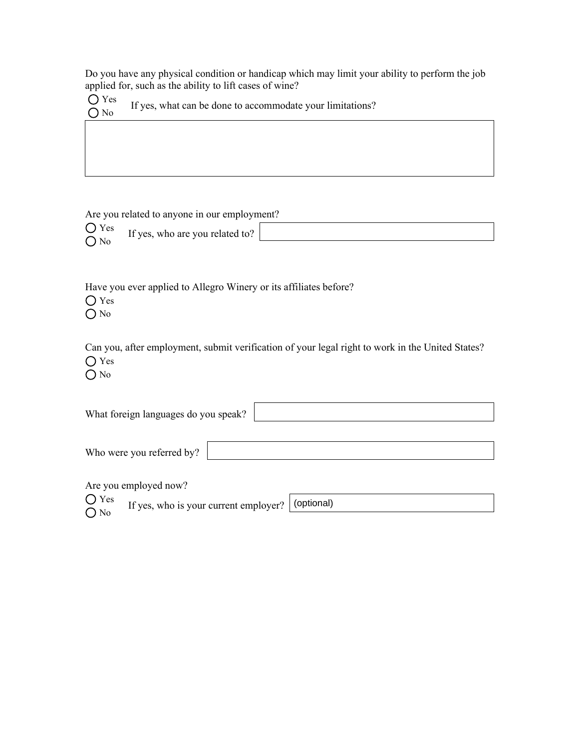Do you have any physical condition or handicap which may limit your ability to perform the job applied for, such as the ability to lift cases of wine?

○ Yes
○ No

If yes, what can be done to accommodate your limitations?

Are you related to anyone in our employment?

○ Yes
○ No

If yes, who are you related to?

Have you ever applied to Allegro Winery or its affiliates before?

○ Yes
○ No

Can you, after employment, submit verification of your legal right to work in the United States?

○ Yes
○ No

What foreign languages do you speak?

Who were you referred by?

Are you employed now?

○ Yes
○ No

If yes, who is your current employer? (optional)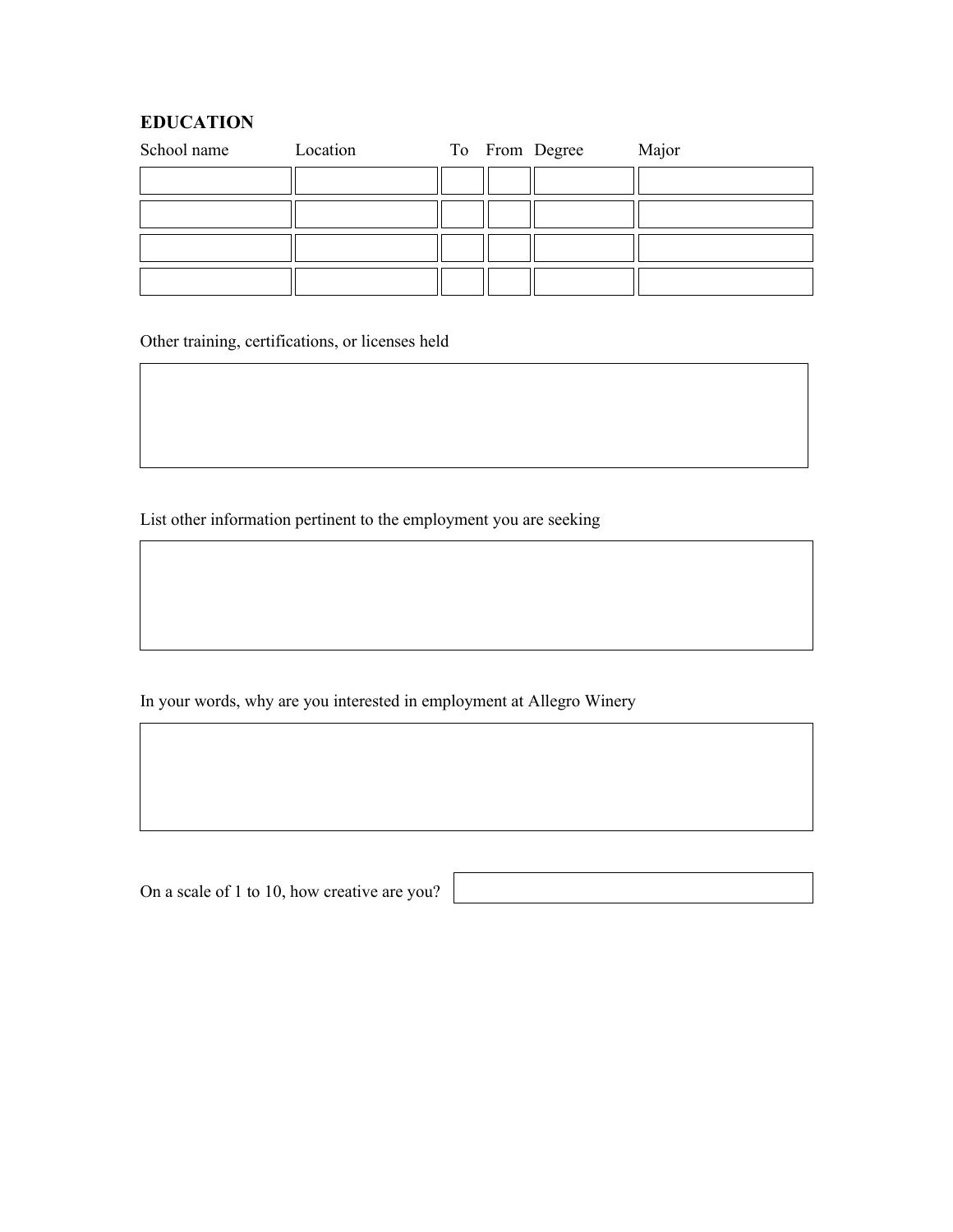## EDUCATION

| School name | Location | To | From | Degree | Major |
|---|---|---|---|---|---|
| | | | | | |
| | | | | | |
| | | | | | |
| | | | | | |

Other training, certifications, or licenses held

List other information pertinent to the employment you are seeking

In your words, why are you interested in employment at Allegro Winery

On a scale of 1 to 10, how creative are you?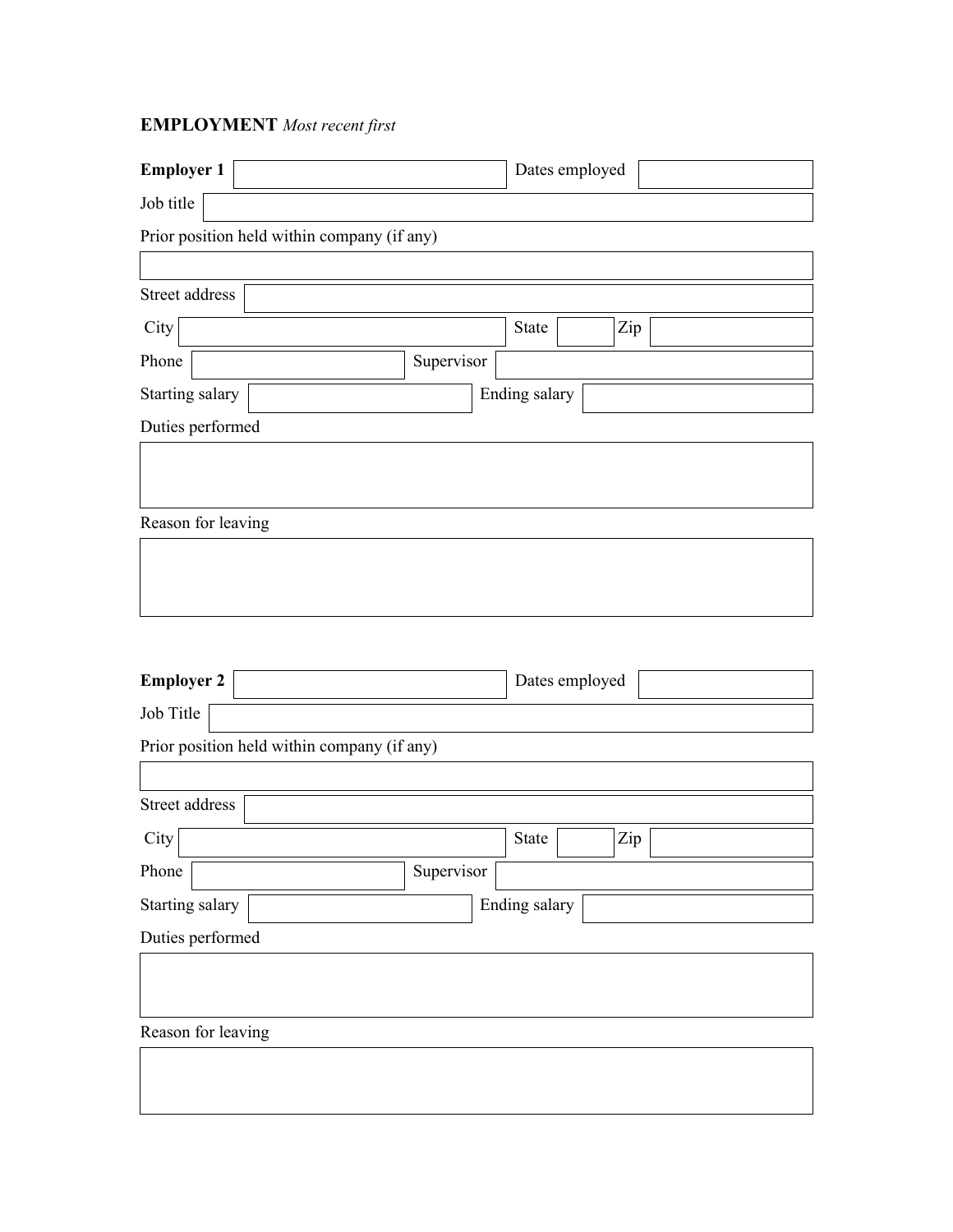## EMPLOYMENT *Most recent first*

**Employer 1** ______________________ Dates employed ______________

Job title ______________________________________________

Prior position held within company (if any)

______________________________________________

Street address ______________________________________________

City ______________________ State ______ Zip ______________

Phone ______________ Supervisor ______________________

Starting salary ______________ Ending salary ______________

Duties performed

______________________________________________

Reason for leaving

______________________________________________

**Employer 2** ______________________ Dates employed ______________

Job Title ______________________________________________

Prior position held within company (if any)

______________________________________________

Street address ______________________________________________

City ______________________ State ______ Zip ______________

Phone ______________ Supervisor ______________________

Starting salary ______________ Ending salary ______________

Duties performed

______________________________________________

Reason for leaving

______________________________________________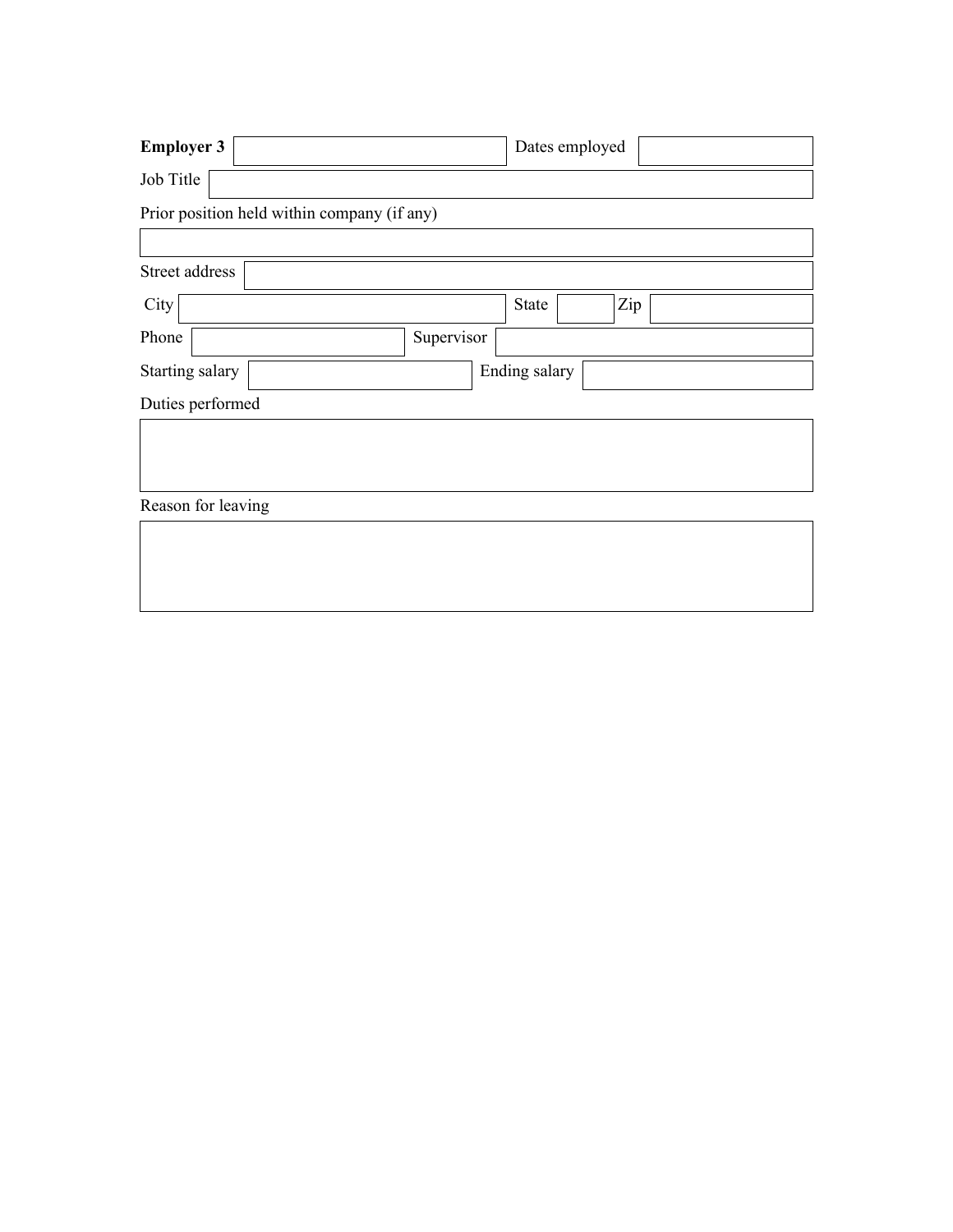**Employer 3** \_\_\_\_\_\_\_\_\_\_\_\_\_\_\_\_\_\_\_\_ Dates employed \_\_\_\_\_\_\_\_\_\_\_\_

Job Title \_\_\_\_\_\_\_\_\_\_\_\_\_\_\_\_\_\_\_\_\_\_\_\_\_\_\_\_\_\_\_\_\_\_\_\_\_\_\_\_

Prior position held within company (if any)

\_\_\_\_\_\_\_\_\_\_\_\_\_\_\_\_\_\_\_\_\_\_\_\_\_\_\_\_\_\_\_\_\_\_\_\_\_\_\_\_\_\_\_\_\_\_\_\_

Street address \_\_\_\_\_\_\_\_\_\_\_\_\_\_\_\_\_\_\_\_\_\_\_\_\_\_\_\_\_\_\_\_\_\_\_\_

City \_\_\_\_\_\_\_\_\_\_\_\_\_\_\_\_\_\_\_\_ State \_\_\_\_\_ Zip \_\_\_\_\_\_\_\_\_\_

Phone \_\_\_\_\_\_\_\_\_\_\_\_\_\_\_\_ Supervisor \_\_\_\_\_\_\_\_\_\_\_\_\_\_\_\_\_\_\_\_

Starting salary \_\_\_\_\_\_\_\_\_\_\_\_\_\_\_\_ Ending salary \_\_\_\_\_\_\_\_\_\_\_\_\_\_\_\_

Duties performed

\_\_\_\_\_\_\_\_\_\_\_\_\_\_\_\_\_\_\_\_\_\_\_\_\_\_\_\_\_\_\_\_\_\_\_\_\_\_\_\_\_\_\_\_\_\_\_\_

Reason for leaving

\_\_\_\_\_\_\_\_\_\_\_\_\_\_\_\_\_\_\_\_\_\_\_\_\_\_\_\_\_\_\_\_\_\_\_\_\_\_\_\_\_\_\_\_\_\_\_\_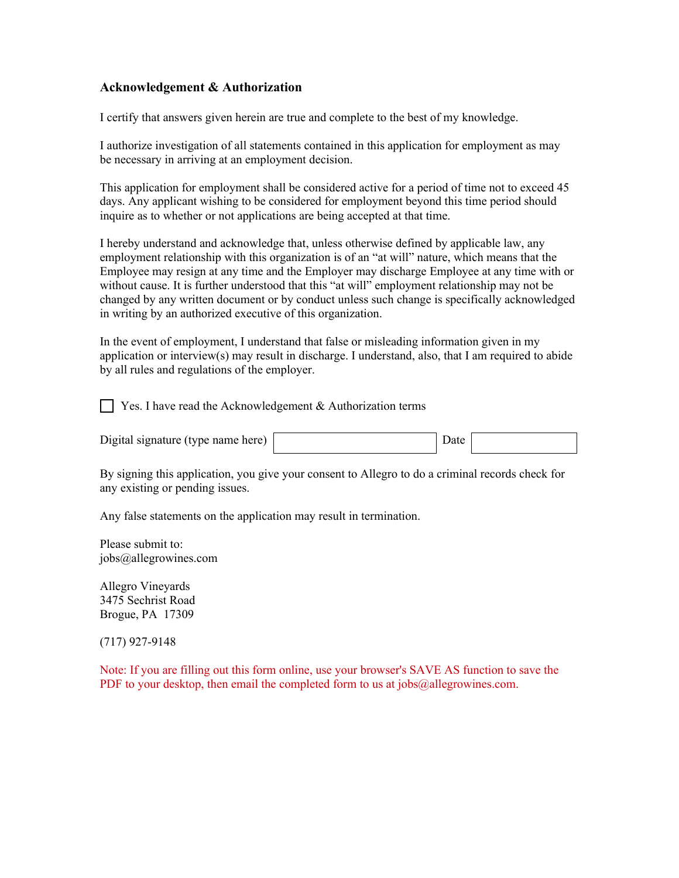### Acknowledgement & Authorization

I certify that answers given herein are true and complete to the best of my knowledge.

I authorize investigation of all statements contained in this application for employment as may be necessary in arriving at an employment decision.

This application for employment shall be considered active for a period of time not to exceed 45 days. Any applicant wishing to be considered for employment beyond this time period should inquire as to whether or not applications are being accepted at that time.

I hereby understand and acknowledge that, unless otherwise defined by applicable law, any employment relationship with this organization is of an "at will" nature, which means that the Employee may resign at any time and the Employer may discharge Employee at any time with or without cause. It is further understood that this "at will" employment relationship may not be changed by any written document or by conduct unless such change is specifically acknowledged in writing by an authorized executive of this organization.

In the event of employment, I understand that false or misleading information given in my application or interview(s) may result in discharge. I understand, also, that I am required to abide by all rules and regulations of the employer.

☐ Yes. I have read the Acknowledgement & Authorization terms

Digital signature (type name here) ____________ Date ____________

By signing this application, you give your consent to Allegro to do a criminal records check for any existing or pending issues.

Any false statements on the application may result in termination.

Please submit to:
jobs@allegrowines.com

Allegro Vineyards
3475 Sechrist Road
Brogue, PA 17309

(717) 927-9148

Note: If you are filling out this form online, use your browser's SAVE AS function to save the PDF to your desktop, then email the completed form to us at jobs@allegrowines.com.